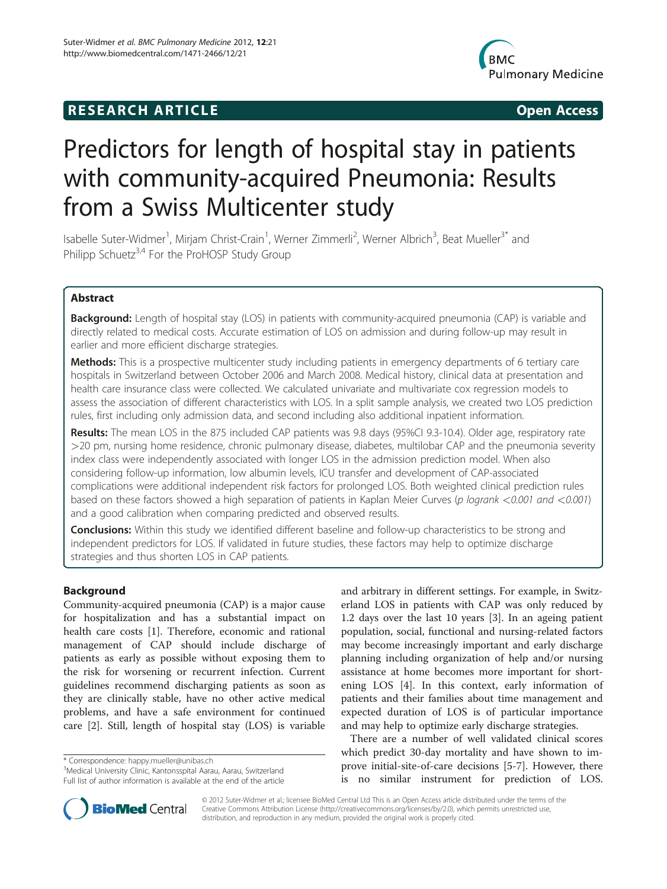# Predictors for length of hospital stay in patients with community-acquired Pneumonia: Results from a Swiss Multicenter study

RESEARCH ARTICLE — Open Access

Isabelle Suter-Widmer[1], Mirjam Christ-Crain[1], Werner Zimmerli[2], Werner Albrich[3], Beat Mueller[3*] and Philipp Schuetz[3,4] For the ProHOSP Study Group

## Abstract

**Background:** Length of hospital stay (LOS) in patients with community-acquired pneumonia (CAP) is variable and directly related to medical costs. Accurate estimation of LOS on admission and during follow-up may result in earlier and more efficient discharge strategies.

**Methods:** This is a prospective multicenter study including patients in emergency departments of 6 tertiary care hospitals in Switzerland between October 2006 and March 2008. Medical history, clinical data at presentation and health care insurance class were collected. We calculated univariate and multivariate cox regression models to assess the association of different characteristics with LOS. In a split sample analysis, we created two LOS prediction rules, first including only admission data, and second including also additional inpatient information.

**Results:** The mean LOS in the 875 included CAP patients was 9.8 days (95%CI 9.3-10.4). Older age, respiratory rate >20 pm, nursing home residence, chronic pulmonary disease, diabetes, multilobar CAP and the pneumonia severity index class were independently associated with longer LOS in the admission prediction model. When also considering follow-up information, low albumin levels, ICU transfer and development of CAP-associated complications were additional independent risk factors for prolonged LOS. Both weighted clinical prediction rules based on these factors showed a high separation of patients in Kaplan Meier Curves (*p logrank <0.001 and <0.001*) and a good calibration when comparing predicted and observed results.

**Conclusions:** Within this study we identified different baseline and follow-up characteristics to be strong and independent predictors for LOS. If validated in future studies, these factors may help to optimize discharge strategies and thus shorten LOS in CAP patients.

## Background

Community-acquired pneumonia (CAP) is a major cause for hospitalization and has a substantial impact on health care costs [1]. Therefore, economic and rational management of CAP should include discharge of patients as early as possible without exposing them to the risk for worsening or recurrent infection. Current guidelines recommend discharging patients as soon as they are clinically stable, have no other active medical problems, and have a safe environment for continued care [2]. Still, length of hospital stay (LOS) is variable and arbitrary in different settings. For example, in Switzerland LOS in patients with CAP was only reduced by 1.2 days over the last 10 years [3]. In an ageing patient population, social, functional and nursing-related factors may become increasingly important and early discharge planning including organization of help and/or nursing assistance at home becomes more important for shortening LOS [4]. In this context, early information of patients and their families about time management and expected duration of LOS is of particular importance and may help to optimize early discharge strategies.

There are a number of well validated clinical scores which predict 30-day mortality and have shown to improve initial-site-of-care decisions [5-7]. However, there is no similar instrument for prediction of LOS.

\* Correspondence: happy.mueller@unibas.ch
[3]Medical University Clinic, Kantonsspital Aarau, Aarau, Switzerland
Full list of author information is available at the end of the article

© 2012 Suter-Widmer et al.; licensee BioMed Central Ltd This is an Open Access article distributed under the terms of the Creative Commons Attribution License (http://creativecommons.org/licenses/by/2.0), which permits unrestricted use, distribution, and reproduction in any medium, provided the original work is properly cited.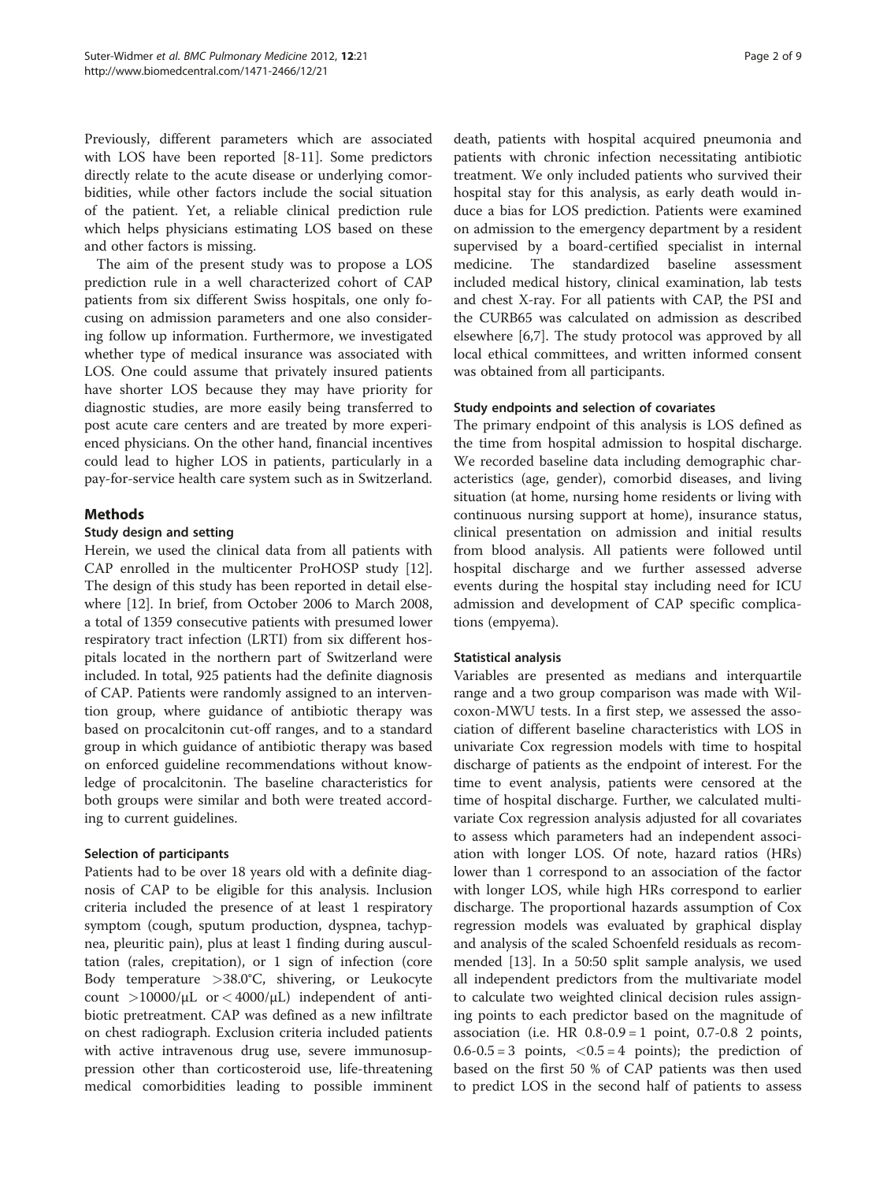Previously, different parameters which are associated with LOS have been reported [8-11]. Some predictors directly relate to the acute disease or underlying comorbidities, while other factors include the social situation of the patient. Yet, a reliable clinical prediction rule which helps physicians estimating LOS based on these and other factors is missing.

The aim of the present study was to propose a LOS prediction rule in a well characterized cohort of CAP patients from six different Swiss hospitals, one only focusing on admission parameters and one also considering follow up information. Furthermore, we investigated whether type of medical insurance was associated with LOS. One could assume that privately insured patients have shorter LOS because they may have priority for diagnostic studies, are more easily being transferred to post acute care centers and are treated by more experienced physicians. On the other hand, financial incentives could lead to higher LOS in patients, particularly in a pay-for-service health care system such as in Switzerland.

## Methods

### Study design and setting

Herein, we used the clinical data from all patients with CAP enrolled in the multicenter ProHOSP study [12]. The design of this study has been reported in detail elsewhere [12]. In brief, from October 2006 to March 2008, a total of 1359 consecutive patients with presumed lower respiratory tract infection (LRTI) from six different hospitals located in the northern part of Switzerland were included. In total, 925 patients had the definite diagnosis of CAP. Patients were randomly assigned to an intervention group, where guidance of antibiotic therapy was based on procalcitonin cut-off ranges, and to a standard group in which guidance of antibiotic therapy was based on enforced guideline recommendations without knowledge of procalcitonin. The baseline characteristics for both groups were similar and both were treated according to current guidelines.

### Selection of participants

Patients had to be over 18 years old with a definite diagnosis of CAP to be eligible for this analysis. Inclusion criteria included the presence of at least 1 respiratory symptom (cough, sputum production, dyspnea, tachypnea, pleuritic pain), plus at least 1 finding during auscultation (rales, crepitation), or 1 sign of infection (core Body temperature >38.0°C, shivering, or Leukocyte count >10000/μL or < 4000/μL) independent of antibiotic pretreatment. CAP was defined as a new infiltrate on chest radiograph. Exclusion criteria included patients with active intravenous drug use, severe immunosuppression other than corticosteroid use, life-threatening medical comorbidities leading to possible imminent death, patients with hospital acquired pneumonia and patients with chronic infection necessitating antibiotic treatment. We only included patients who survived their hospital stay for this analysis, as early death would induce a bias for LOS prediction. Patients were examined on admission to the emergency department by a resident supervised by a board-certified specialist in internal medicine. The standardized baseline assessment included medical history, clinical examination, lab tests and chest X-ray. For all patients with CAP, the PSI and the CURB65 was calculated on admission as described elsewhere [6,7]. The study protocol was approved by all local ethical committees, and written informed consent was obtained from all participants.

### Study endpoints and selection of covariates

The primary endpoint of this analysis is LOS defined as the time from hospital admission to hospital discharge. We recorded baseline data including demographic characteristics (age, gender), comorbid diseases, and living situation (at home, nursing home residents or living with continuous nursing support at home), insurance status, clinical presentation on admission and initial results from blood analysis. All patients were followed until hospital discharge and we further assessed adverse events during the hospital stay including need for ICU admission and development of CAP specific complications (empyema).

### Statistical analysis

Variables are presented as medians and interquartile range and a two group comparison was made with Wilcoxon-MWU tests. In a first step, we assessed the association of different baseline characteristics with LOS in univariate Cox regression models with time to hospital discharge of patients as the endpoint of interest. For the time to event analysis, patients were censored at the time of hospital discharge. Further, we calculated multivariate Cox regression analysis adjusted for all covariates to assess which parameters had an independent association with longer LOS. Of note, hazard ratios (HRs) lower than 1 correspond to an association of the factor with longer LOS, while high HRs correspond to earlier discharge. The proportional hazards assumption of Cox regression models was evaluated by graphical display and analysis of the scaled Schoenfeld residuals as recommended [13]. In a 50:50 split sample analysis, we used all independent predictors from the multivariate model to calculate two weighted clinical decision rules assigning points to each predictor based on the magnitude of association (i.e. HR 0.8-0.9 = 1 point, 0.7-0.8 2 points, 0.6-0.5 = 3 points, <0.5 = 4 points); the prediction of based on the first 50 % of CAP patients was then used to predict LOS in the second half of patients to assess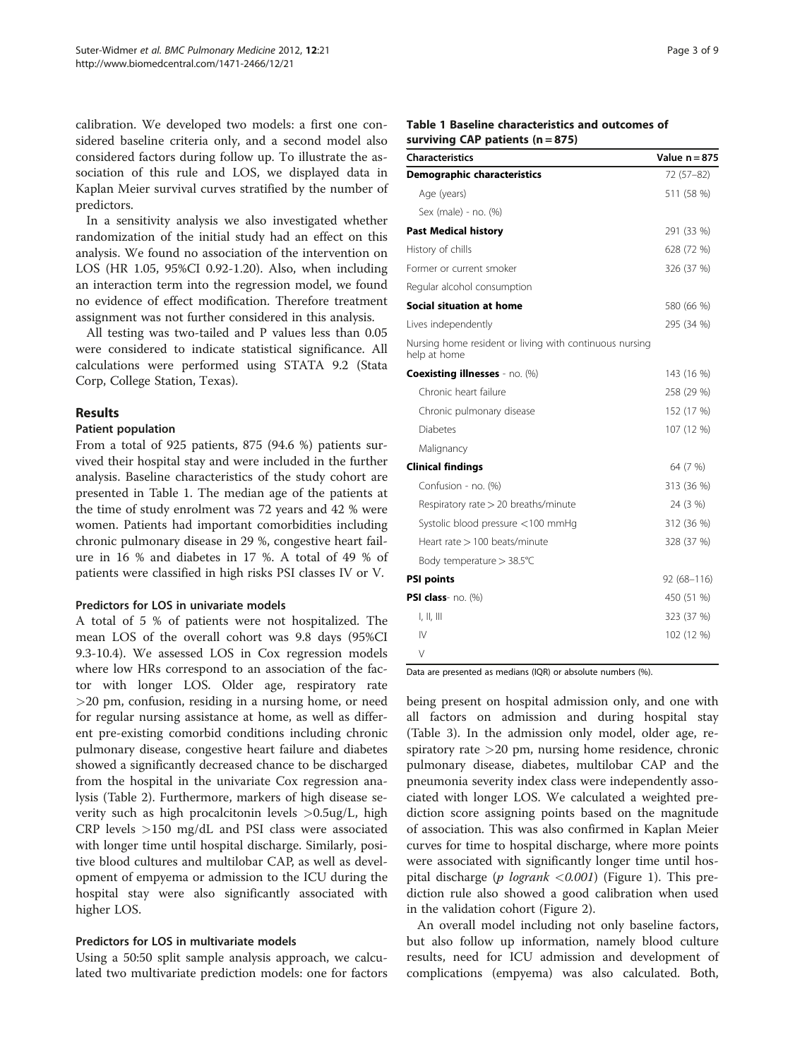calibration. We developed two models: a first one considered baseline criteria only, and a second model also considered factors during follow up. To illustrate the association of this rule and LOS, we displayed data in Kaplan Meier survival curves stratified by the number of predictors.

In a sensitivity analysis we also investigated whether randomization of the initial study had an effect on this analysis. We found no association of the intervention on LOS (HR 1.05, 95%CI 0.92-1.20). Also, when including an interaction term into the regression model, we found no evidence of effect modification. Therefore treatment assignment was not further considered in this analysis.

All testing was two-tailed and P values less than 0.05 were considered to indicate statistical significance. All calculations were performed using STATA 9.2 (Stata Corp, College Station, Texas).

## Results

### Patient population

From a total of 925 patients, 875 (94.6 %) patients survived their hospital stay and were included in the further analysis. Baseline characteristics of the study cohort are presented in Table 1. The median age of the patients at the time of study enrolment was 72 years and 42 % were women. Patients had important comorbidities including chronic pulmonary disease in 29 %, congestive heart failure in 16 % and diabetes in 17 %. A total of 49 % of patients were classified in high risks PSI classes IV or V.

### Predictors for LOS in univariate models

A total of 5 % of patients were not hospitalized. The mean LOS of the overall cohort was 9.8 days (95%CI 9.3-10.4). We assessed LOS in Cox regression models where low HRs correspond to an association of the factor with longer LOS. Older age, respiratory rate >20 pm, confusion, residing in a nursing home, or need for regular nursing assistance at home, as well as different pre-existing comorbid conditions including chronic pulmonary disease, congestive heart failure and diabetes showed a significantly decreased chance to be discharged from the hospital in the univariate Cox regression analysis (Table 2). Furthermore, markers of high disease severity such as high procalcitonin levels >0.5ug/L, high CRP levels >150 mg/dL and PSI class were associated with longer time until hospital discharge. Similarly, positive blood cultures and multilobar CAP, as well as development of empyema or admission to the ICU during the hospital stay were also significantly associated with higher LOS.

### Predictors for LOS in multivariate models

Using a 50:50 split sample analysis approach, we calculated two multivariate prediction models: one for factors being present on hospital admission only, and one with all factors on admission and during hospital stay (Table 3). In the admission only model, older age, respiratory rate >20 pm, nursing home residence, chronic pulmonary disease, diabetes, multilobar CAP and the pneumonia severity index class were independently associated with longer LOS. We calculated a weighted prediction score assigning points based on the magnitude of association. This was also confirmed in Kaplan Meier curves for time to hospital discharge, where more points were associated with significantly longer time until hospital discharge (*p logrank <0.001*) (Figure 1). This prediction rule also showed a good calibration when used in the validation cohort (Figure 2).

An overall model including not only baseline factors, but also follow up information, namely blood culture results, need for ICU admission and development of complications (empyema) was also calculated. Both,

**Table 1 Baseline characteristics and outcomes of surviving CAP patients (n = 875)**

| Characteristics | Value n = 875 |
|---|---|
| **Demographic characteristics** | 72 (57–82) |
| Age (years) | 511 (58 %) |
| Sex (male) - no. (%) | |
| **Past Medical history** | 291 (33 %) |
| History of chills | 628 (72 %) |
| Former or current smoker | 326 (37 %) |
| Regular alcohol consumption | |
| **Social situation at home** | 580 (66 %) |
| Lives independently | 295 (34 %) |
| Nursing home resident or living with continuous nursing help at home | |
| **Coexisting illnesses** - no. (%) | 143 (16 %) |
| Chronic heart failure | 258 (29 %) |
| Chronic pulmonary disease | 152 (17 %) |
| Diabetes | 107 (12 %) |
| Malignancy | |
| **Clinical findings** | 64 (7 %) |
| Confusion - no. (%) | 313 (36 %) |
| Respiratory rate > 20 breaths/minute | 24 (3 %) |
| Systolic blood pressure <100 mmHg | 312 (36 %) |
| Heart rate > 100 beats/minute | 328 (37 %) |
| Body temperature > 38.5°C | |
| **PSI points** | 92 (68–116) |
| **PSI class**- no. (%) | 450 (51 %) |
| I, II, III | 323 (37 %) |
| IV | 102 (12 %) |
| V | |

Data are presented as medians (IQR) or absolute numbers (%).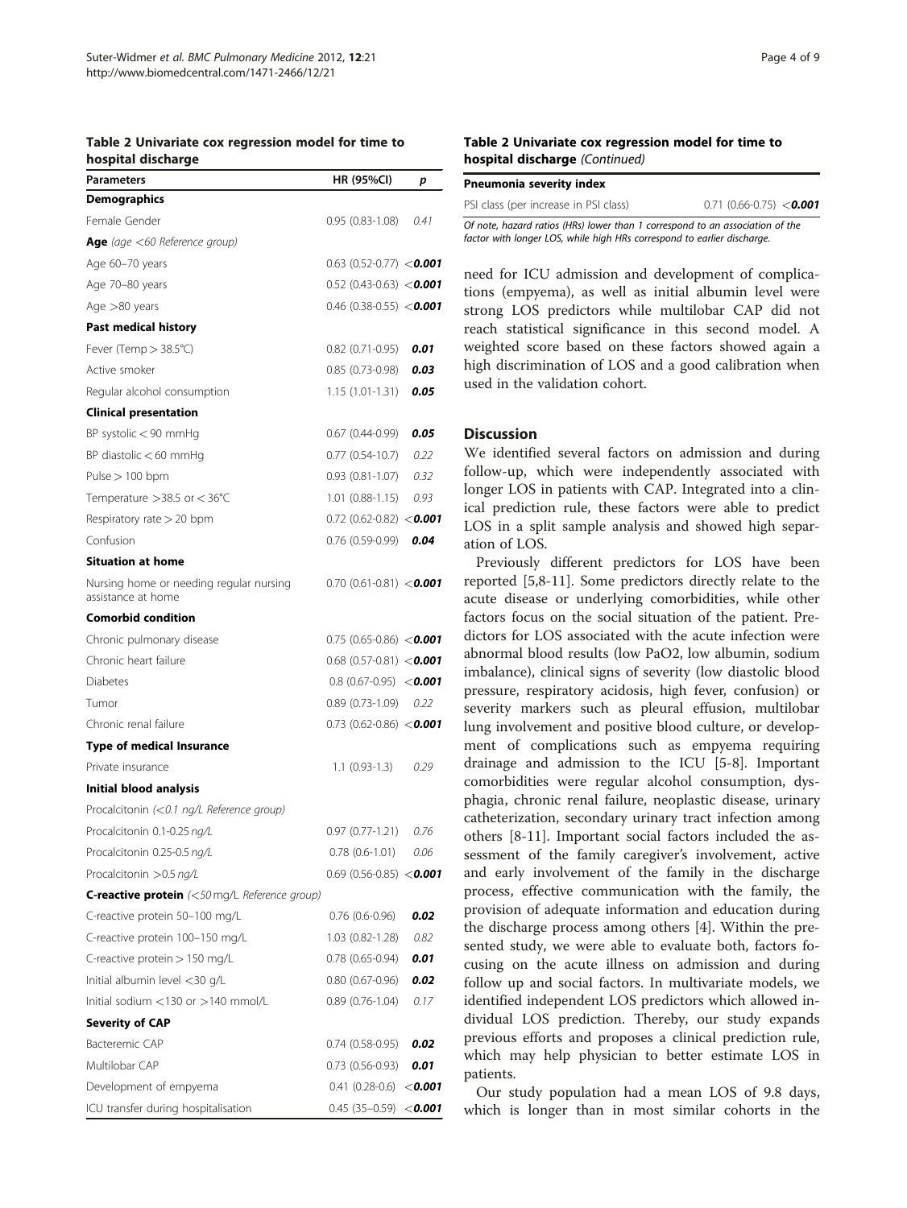**Table 2 Univariate cox regression model for time to hospital discharge**

| Parameters | HR (95%CI) | p |
|---|---|---|
| **Demographics** | | |
| Female Gender | 0.95 (0.83-1.08) | *0.41* |
| **Age** *(age <60 Reference group)* | | |
| Age 60–70 years | 0.63 (0.52-0.77) | ***<0.001*** |
| Age 70–80 years | 0.52 (0.43-0.63) | ***<0.001*** |
| Age >80 years | 0.46 (0.38-0.55) | ***<0.001*** |
| **Past medical history** | | |
| Fever (Temp > 38.5°C) | 0.82 (0.71-0.95) | ***0.01*** |
| Active smoker | 0.85 (0.73-0.98) | ***0.03*** |
| Regular alcohol consumption | 1.15 (1.01-1.31) | ***0.05*** |
| **Clinical presentation** | | |
| BP systolic < 90 mmHg | 0.67 (0.44-0.99) | ***0.05*** |
| BP diastolic < 60 mmHg | 0.77 (0.54-10.7) | *0.22* |
| Pulse > 100 bpm | 0.93 (0.81-1.07) | *0.32* |
| Temperature >38.5 or < 36°C | 1.01 (0.88-1.15) | *0.93* |
| Respiratory rate > 20 bpm | 0.72 (0.62-0.82) | ***<0.001*** |
| Confusion | 0.76 (0.59-0.99) | ***0.04*** |
| **Situation at home** | | |
| Nursing home or needing regular nursing assistance at home | 0.70 (0.61-0.81) | ***<0.001*** |
| **Comorbid condition** | | |
| Chronic pulmonary disease | 0.75 (0.65-0.86) | ***<0.001*** |
| Chronic heart failure | 0.68 (0.57-0.81) | ***<0.001*** |
| Diabetes | 0.8 (0.67-0.95) | ***<0.001*** |
| Tumor | 0.89 (0.73-1.09) | *0.22* |
| Chronic renal failure | 0.73 (0.62-0.86) | ***<0.001*** |
| **Type of medical Insurance** | | |
| Private insurance | 1.1 (0.93-1.3) | *0.29* |
| **Initial blood analysis** | | |
| Procalcitonin *(<0.1 ng/L Reference group)* | | |
| Procalcitonin 0.1-0.25 *ng/L* | 0.97 (0.77-1.21) | *0.76* |
| Procalcitonin 0.25-0.5 *ng/L* | 0.78 (0.6-1.01) | *0.06* |
| Procalcitonin >0.5 *ng/L* | 0.69 (0.56-0.85) | ***<0.001*** |
| **C-reactive protein** *(<50 mg/L Reference group)* | | |
| C-reactive protein 50–100 mg/L | 0.76 (0.6-0.96) | ***0.02*** |
| C-reactive protein 100–150 mg/L | 1.03 (0.82-1.28) | *0.82* |
| C-reactive protein > 150 mg/L | 0.78 (0.65-0.94) | ***0.01*** |
| Initial albumin level <30 g/L | 0.80 (0.67-0.96) | ***0.02*** |
| Initial sodium <130 or >140 mmol/L | 0.89 (0.76-1.04) | *0.17* |
| **Severity of CAP** | | |
| Bacteremic CAP | 0.74 (0.58-0.95) | ***0.02*** |
| Multilobar CAP | 0.73 (0.56-0.93) | ***0.01*** |
| Development of empyema | 0.41 (0.28-0.6) | ***<0.001*** |
| ICU transfer during hospitalisation | 0.45 (35–0.59) | ***<0.001*** |
| **Pneumonia severity index** | | |
| PSI class (per increase in PSI class) | 0.71 (0.66-0.75) | ***<0.001*** |

*Of note, hazard ratios (HRs) lower than 1 correspond to an association of the factor with longer LOS, while high HRs correspond to earlier discharge.*

need for ICU admission and development of complications (empyema), as well as initial albumin level were strong LOS predictors while multilobar CAP did not reach statistical significance in this second model. A weighted score based on these factors showed again a high discrimination of LOS and a good calibration when used in the validation cohort.

## Discussion

We identified several factors on admission and during follow-up, which were independently associated with longer LOS in patients with CAP. Integrated into a clinical prediction rule, these factors were able to predict LOS in a split sample analysis and showed high separation of LOS.

Previously different predictors for LOS have been reported [5,8-11]. Some predictors directly relate to the acute disease or underlying comorbidities, while other factors focus on the social situation of the patient. Predictors for LOS associated with the acute infection were abnormal blood results (low PaO2, low albumin, sodium imbalance), clinical signs of severity (low diastolic blood pressure, respiratory acidosis, high fever, confusion) or severity markers such as pleural effusion, multilobar lung involvement and positive blood culture, or development of complications such as empyema requiring drainage and admission to the ICU [5-8]. Important comorbidities were regular alcohol consumption, dysphagia, chronic renal failure, neoplastic disease, urinary catheterization, secondary urinary tract infection among others [8-11]. Important social factors included the assessment of the family caregiver's involvement, active and early involvement of the family in the discharge process, effective communication with the family, the provision of adequate information and education during the discharge process among others [4]. Within the presented study, we were able to evaluate both, factors focusing on the acute illness on admission and during follow up and social factors. In multivariate models, we identified independent LOS predictors which allowed individual LOS prediction. Thereby, our study expands previous efforts and proposes a clinical prediction rule, which may help physician to better estimate LOS in patients.

Our study population had a mean LOS of 9.8 days, which is longer than in most similar cohorts in the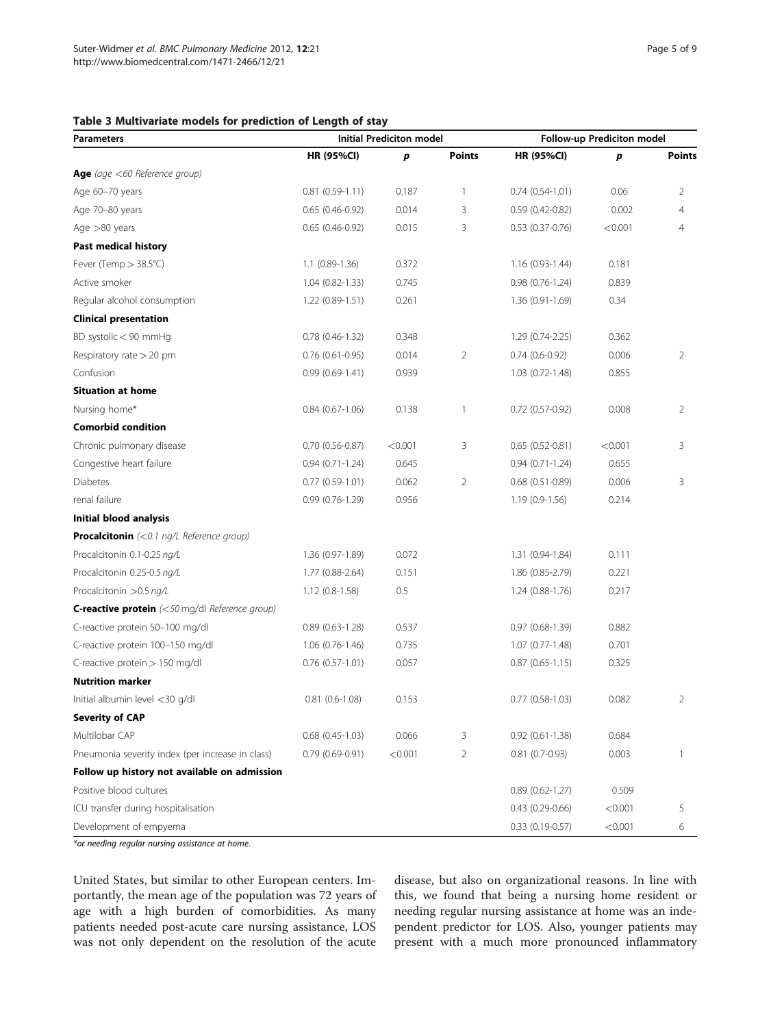**Table 3 Multivariate models for prediction of Length of stay**

| Parameters | Initial Prediciton model | | | Follow-up Prediciton model | | |
|---|---|---|---|---|---|---|
| | HR (95%CI) | *p* | Points | HR (95%CI) | *p* | Points |
| **Age** *(age <60 Reference group)* | | | | | | |
| Age 60–70 years | 0.81 (0.59-1.11) | 0.187 | 1 | 0.74 (0.54-1.01) | 0.06 | 2 |
| Age 70–80 years | 0.65 (0.46-0.92) | 0.014 | 3 | 0.59 (0.42-0.82) | 0.002 | 4 |
| Age >80 years | 0.65 (0.46-0.92) | 0.015 | 3 | 0.53 (0.37-0.76) | <0.001 | 4 |
| **Past medical history** | | | | | | |
| Fever (Temp > 38.5°C) | 1.1 (0.89-1.36) | 0.372 | | 1.16 (0.93-1.44) | 0.181 | |
| Active smoker | 1.04 (0.82-1.33) | 0.745 | | 0.98 (0.76-1.24) | 0.839 | |
| Regular alcohol consumption | 1.22 (0.89-1.51) | 0.261 | | 1.36 (0.91-1.69) | 0.34 | |
| **Clinical presentation** | | | | | | |
| BD systolic < 90 mmHg | 0.78 (0.46-1.32) | 0.348 | | 1.29 (0.74-2.25) | 0.362 | |
| Respiratory rate > 20 pm | 0.76 (0.61-0.95) | 0.014 | 2 | 0.74 (0.6-0.92) | 0.006 | 2 |
| Confusion | 0.99 (0.69-1.41) | 0.939 | | 1.03 (0.72-1.48) | 0.855 | |
| **Situation at home** | | | | | | |
| Nursing home* | 0.84 (0.67-1.06) | 0.138 | 1 | 0.72 (0.57-0.92) | 0.008 | 2 |
| **Comorbid condition** | | | | | | |
| Chronic pulmonary disease | 0.70 (0.56-0.87) | <0.001 | 3 | 0.65 (0.52-0.81) | <0.001 | 3 |
| Congestive heart failure | 0.94 (0.71-1.24) | 0.645 | | 0.94 (0.71-1.24) | 0.655 | |
| Diabetes | 0.77 (0.59-1.01) | 0.062 | 2 | 0.68 (0.51-0.89) | 0.006 | 3 |
| renal failure | 0.99 (0.76-1.29) | 0.956 | | 1.19 (0.9-1.56) | 0.214 | |
| **Initial blood analysis** | | | | | | |
| **Procalcitonin** *(<0.1 ng/L Reference group)* | | | | | | |
| Procalcitonin 0.1-0.25 *ng/L* | 1.36 (0.97-1.89) | 0.072 | | 1.31 (0.94-1.84) | 0.111 | |
| Procalcitonin 0.25-0.5 *ng/L* | 1.77 (0.88-2.64) | 0.151 | | 1.86 (0.85-2.79) | 0.221 | |
| Procalcitonin >0.5 *ng/L* | 1.12 (0.8-1.58) | 0.5 | | 1.24 (0.88-1.76) | 0.217 | |
| **C-reactive protein** *(<50 mg/dl Reference group)* | | | | | | |
| C-reactive protein 50–100 mg/dl | 0.89 (0.63-1.28) | 0.537 | | 0.97 (0.68-1.39) | 0.882 | |
| C-reactive protein 100–150 mg/dl | 1.06 (0.76-1.46) | 0.735 | | 1.07 (0.77-1.48) | 0.701 | |
| C-reactive protein > 150 mg/dl | 0.76 (0.57-1.01) | 0.057 | | 0.87 (0.65-1.15) | 0.325 | |
| **Nutrition marker** | | | | | | |
| Initial albumin level <30 g/dl | 0.81 (0.6-1.08) | 0.153 | | 0.77 (0.58-1.03) | 0.082 | 2 |
| **Severity of CAP** | | | | | | |
| Multilobar CAP | 0.68 (0.45-1.03) | 0.066 | 3 | 0.92 (0.61-1.38) | 0.684 | |
| Pneumonia severity index (per increase in class) | 0.79 (0.69-0.91) | <0.001 | 2 | 0.81 (0.7-0.93) | 0.003 | 1 |
| **Follow up history not available on admission** | | | | | | |
| Positive blood cultures | | | | 0.89 (0.62-1.27) | 0.509 | |
| ICU transfer during hospitalisation | | | | 0.43 (0.29-0.66) | <0.001 | 5 |
| Development of empyema | | | | 0.33 (0.19-0.57) | <0.001 | 6 |

*or needing regular nursing assistance at home.

United States, but similar to other European centers. Importantly, the mean age of the population was 72 years of age with a high burden of comorbidities. As many patients needed post-acute care nursing assistance, LOS was not only dependent on the resolution of the acute disease, but also on organizational reasons. In line with this, we found that being a nursing home resident or needing regular nursing assistance at home was an independent predictor for LOS. Also, younger patients may present with a much more pronounced inflammatory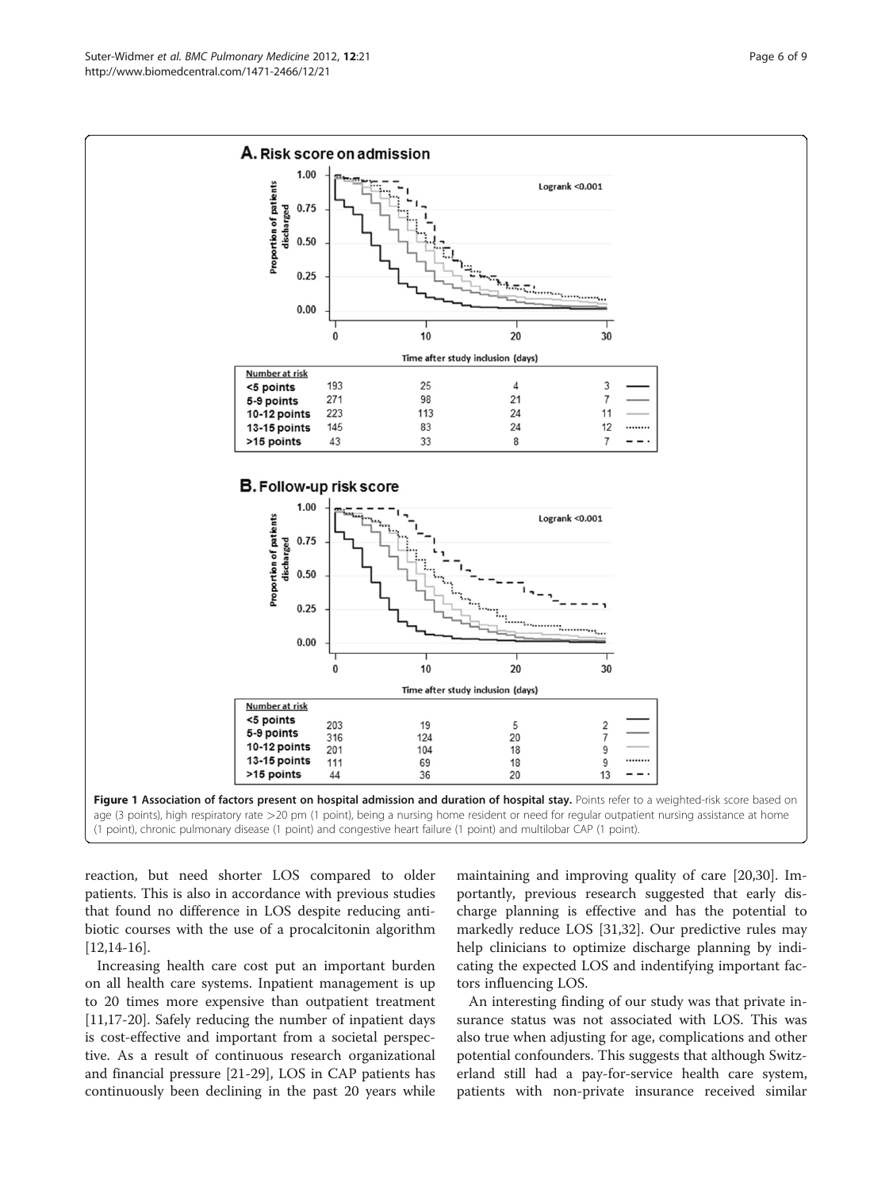**Figure 1 Association of factors present on hospital admission and duration of hospital stay.** Points refer to a weighted-risk score based on age (3 points), high respiratory rate >20 pm (1 point), being a nursing home resident or need for regular outpatient nursing assistance at home (1 point), chronic pulmonary disease (1 point) and congestive heart failure (1 point) and multilobar CAP (1 point).

reaction, but need shorter LOS compared to older patients. This is also in accordance with previous studies that found no difference in LOS despite reducing antibiotic courses with the use of a procalcitonin algorithm [12,14-16].

Increasing health care cost put an important burden on all health care systems. Inpatient management is up to 20 times more expensive than outpatient treatment [11,17-20]. Safely reducing the number of inpatient days is cost-effective and important from a societal perspective. As a result of continuous research organizational and financial pressure [21-29], LOS in CAP patients has continuously been declining in the past 20 years while maintaining and improving quality of care [20,30]. Importantly, previous research suggested that early discharge planning is effective and has the potential to markedly reduce LOS [31,32]. Our predictive rules may help clinicians to optimize discharge planning by indicating the expected LOS and indentifying important factors influencing LOS.

An interesting finding of our study was that private insurance status was not associated with LOS. This was also true when adjusting for age, complications and other potential confounders. This suggests that although Switzerland still had a pay-for-service health care system, patients with non-private insurance received similar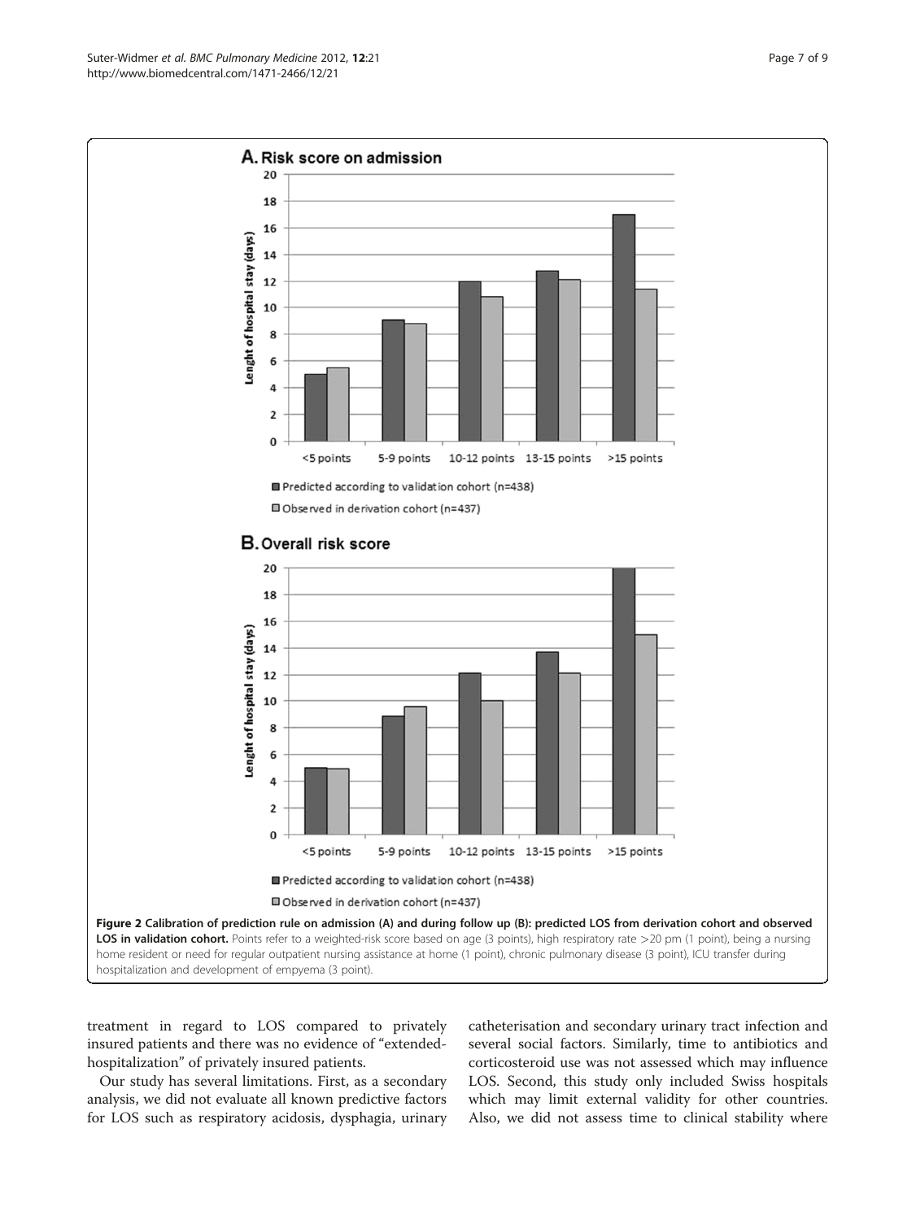**Figure 2 Calibration of prediction rule on admission (A) and during follow up (B): predicted LOS from derivation cohort and observed LOS in validation cohort.** Points refer to a weighted-risk score based on age (3 points), high respiratory rate >20 pm (1 point), being a nursing home resident or need for regular outpatient nursing assistance at home (1 point), chronic pulmonary disease (3 point), ICU transfer during hospitalization and development of empyema (3 point).

treatment in regard to LOS compared to privately insured patients and there was no evidence of "extended-hospitalization" of privately insured patients.

Our study has several limitations. First, as a secondary analysis, we did not evaluate all known predictive factors for LOS such as respiratory acidosis, dysphagia, urinary catheterisation and secondary urinary tract infection and several social factors. Similarly, time to antibiotics and corticosteroid use was not assessed which may influence LOS. Second, this study only included Swiss hospitals which may limit external validity for other countries. Also, we did not assess time to clinical stability where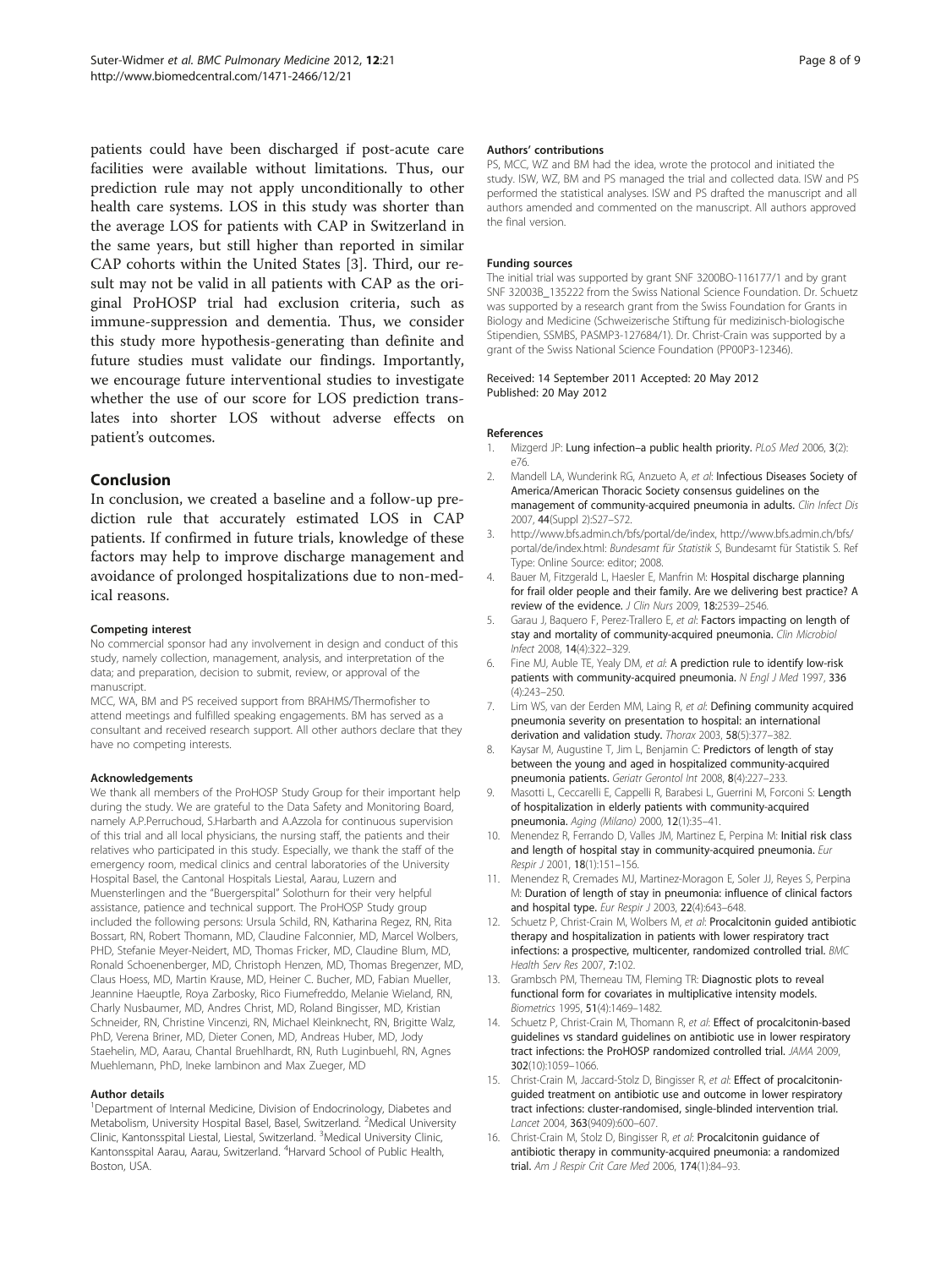patients could have been discharged if post-acute care facilities were available without limitations. Thus, our prediction rule may not apply unconditionally to other health care systems. LOS in this study was shorter than the average LOS for patients with CAP in Switzerland in the same years, but still higher than reported in similar CAP cohorts within the United States [3]. Third, our result may not be valid in all patients with CAP as the original ProHOSP trial had exclusion criteria, such as immune-suppression and dementia. Thus, we consider this study more hypothesis-generating than definite and future studies must validate our findings. Importantly, we encourage future interventional studies to investigate whether the use of our score for LOS prediction translates into shorter LOS without adverse effects on patient's outcomes.

## Conclusion

In conclusion, we created a baseline and a follow-up prediction rule that accurately estimated LOS in CAP patients. If confirmed in future trials, knowledge of these factors may help to improve discharge management and avoidance of prolonged hospitalizations due to non-medical reasons.

#### Competing interest

No commercial sponsor had any involvement in design and conduct of this study, namely collection, management, analysis, and interpretation of the data; and preparation, decision to submit, review, or approval of the manuscript.

MCC, WA, BM and PS received support from BRAHMS/Thermofisher to attend meetings and fulfilled speaking engagements. BM has served as a consultant and received research support. All other authors declare that they have no competing interests.

#### Acknowledgements

We thank all members of the ProHOSP Study Group for their important help during the study. We are grateful to the Data Safety and Monitoring Board, namely A.P.Perruchoud, S.Harbarth and A.Azzola for continuous supervision of this trial and all local physicians, the nursing staff, the patients and their relatives who participated in this study. Especially, we thank the staff of the emergency room, medical clinics and central laboratories of the University Hospital Basel, the Cantonal Hospitals Liestal, Aarau, Luzern and Muensterlingen and the "Buergerspital" Solothurn for their very helpful assistance, patience and technical support. The ProHOSP Study group included the following persons: Ursula Schild, RN, Katharina Regez, RN, Rita Bossart, RN, Robert Thomann, MD, Claudine Falconnier, MD, Marcel Wolbers, PHD, Stefanie Meyer-Neidert, MD, Thomas Fricker, MD, Claudine Blum, MD, Ronald Schoenenberger, MD, Christoph Henzen, MD, Thomas Bregenzer, MD, Claus Hoess, MD, Martin Krause, MD, Heiner C. Bucher, MD, Fabian Mueller, Jeannine Haeuptle, Roya Zarbosky, Rico Fiumefreddo, Melanie Wieland, RN, Charly Nusbaumer, MD, Andres Christ, MD, Roland Bingisser, MD, Kristian Schneider, RN, Christine Vincenzi, RN, Michael Kleinknecht, RN, Brigitte Walz, PhD, Verena Briner, MD, Dieter Conen, MD, Andreas Huber, MD, Jody Staehelin, MD, Aarau, Chantal Bruehlhardt, RN, Ruth Luginbuehl, RN, Agnes Muehlemann, PhD, Ineke lambinon and Max Zueger, MD

#### Author details

[1]Department of Internal Medicine, Division of Endocrinology, Diabetes and Metabolism, University Hospital Basel, Basel, Switzerland. [2]Medical University Clinic, Kantonsspital Liestal, Liestal, Switzerland. [3]Medical University Clinic, Kantonsspital Aarau, Aarau, Switzerland. [4]Harvard School of Public Health, Boston, USA.

#### Authors' contributions

PS, MCC, WZ and BM had the idea, wrote the protocol and initiated the study. ISW, WZ, BM and PS managed the trial and collected data. ISW and PS performed the statistical analyses. ISW and PS drafted the manuscript and all authors amended and commented on the manuscript. All authors approved the final version.

#### Funding sources

The initial trial was supported by grant SNF 3200BO-116177/1 and by grant SNF 32003B_135222 from the Swiss National Science Foundation. Dr. Schuetz was supported by a research grant from the Swiss Foundation for Grants in Biology and Medicine (Schweizerische Stiftung für medizinisch-biologische Stipendien, SSMBS, PASMP3-127684/1). Dr. Christ-Crain was supported by a grant of the Swiss National Science Foundation (PP00P3-12346).

Received: 14 September 2011 Accepted: 20 May 2012
Published: 20 May 2012

#### References

1. Mizgerd JP: **Lung infection–a public health priority.** *PLoS Med* 2006, **3**(2): e76.
2. Mandell LA, Wunderink RG, Anzueto A, *et al*: **Infectious Diseases Society of America/American Thoracic Society consensus guidelines on the management of community-acquired pneumonia in adults.** *Clin Infect Dis* 2007, **44**(Suppl 2):S27–S72.
3. http://www.bfs.admin.ch/bfs/portal/de/index, http://www.bfs.admin.ch/bfs/portal/de/index.html: *Bundesamt für Statistik S*, Bundesamt für Statistik S. Ref Type: Online Source: editor; 2008.
4. Bauer M, Fitzgerald L, Haesler E, Manfrin M: **Hospital discharge planning for frail older people and their family. Are we delivering best practice? A review of the evidence.** *J Clin Nurs* 2009, **18**:2539–2546.
5. Garau J, Baquero F, Perez-Trallero E, *et al*: **Factors impacting on length of stay and mortality of community-acquired pneumonia.** *Clin Microbiol Infect* 2008, **14**(4):322–329.
6. Fine MJ, Auble TE, Yealy DM, *et al*: **A prediction rule to identify low-risk patients with community-acquired pneumonia.** *N Engl J Med* 1997, **336** (4):243–250.
7. Lim WS, van der Eerden MM, Laing R, *et al*: **Defining community acquired pneumonia severity on presentation to hospital: an international derivation and validation study.** *Thorax* 2003, **58**(5):377–382.
8. Kaysar M, Augustine T, Jim L, Benjamin C: **Predictors of length of stay between the young and aged in hospitalized community-acquired pneumonia patients.** *Geriatr Gerontol Int* 2008, **8**(4):227–233.
9. Masotti L, Ceccarelli E, Cappelli R, Barabesi L, Guerrini M, Forconi S: **Length of hospitalization in elderly patients with community-acquired pneumonia.** *Aging (Milano)* 2000, **12**(1):35–41.
10. Menendez R, Ferrando D, Valles JM, Martinez E, Perpina M: **Initial risk class and length of hospital stay in community-acquired pneumonia.** *Eur Respir J* 2001, **18**(1):151–156.
11. Menendez R, Cremades MJ, Martinez-Moragon E, Soler JJ, Reyes S, Perpina M: **Duration of length of stay in pneumonia: influence of clinical factors and hospital type.** *Eur Respir J* 2003, **22**(4):643–648.
12. Schuetz P, Christ-Crain M, Wolbers M, *et al*: **Procalcitonin guided antibiotic therapy and hospitalization in patients with lower respiratory tract infections: a prospective, multicenter, randomized controlled trial.** *BMC Health Serv Res* 2007, **7**:102.
13. Grambsch PM, Therneau TM, Fleming TR: **Diagnostic plots to reveal functional form for covariates in multiplicative intensity models.** *Biometrics* 1995, **51**(4):1469–1482.
14. Schuetz P, Christ-Crain M, Thomann R, *et al*: **Effect of procalcitonin-based guidelines vs standard guidelines on antibiotic use in lower respiratory tract infections: the ProHOSP randomized controlled trial.** *JAMA* 2009, **302**(10):1059–1066.
15. Christ-Crain M, Jaccard-Stolz D, Bingisser R, *et al*: **Effect of procalcitonin-guided treatment on antibiotic use and outcome in lower respiratory tract infections: cluster-randomised, single-blinded intervention trial.** *Lancet* 2004, **363**(9409):600–607.
16. Christ-Crain M, Stolz D, Bingisser R, *et al*: **Procalcitonin guidance of antibiotic therapy in community-acquired pneumonia: a randomized trial.** *Am J Respir Crit Care Med* 2006, **174**(1):84–93.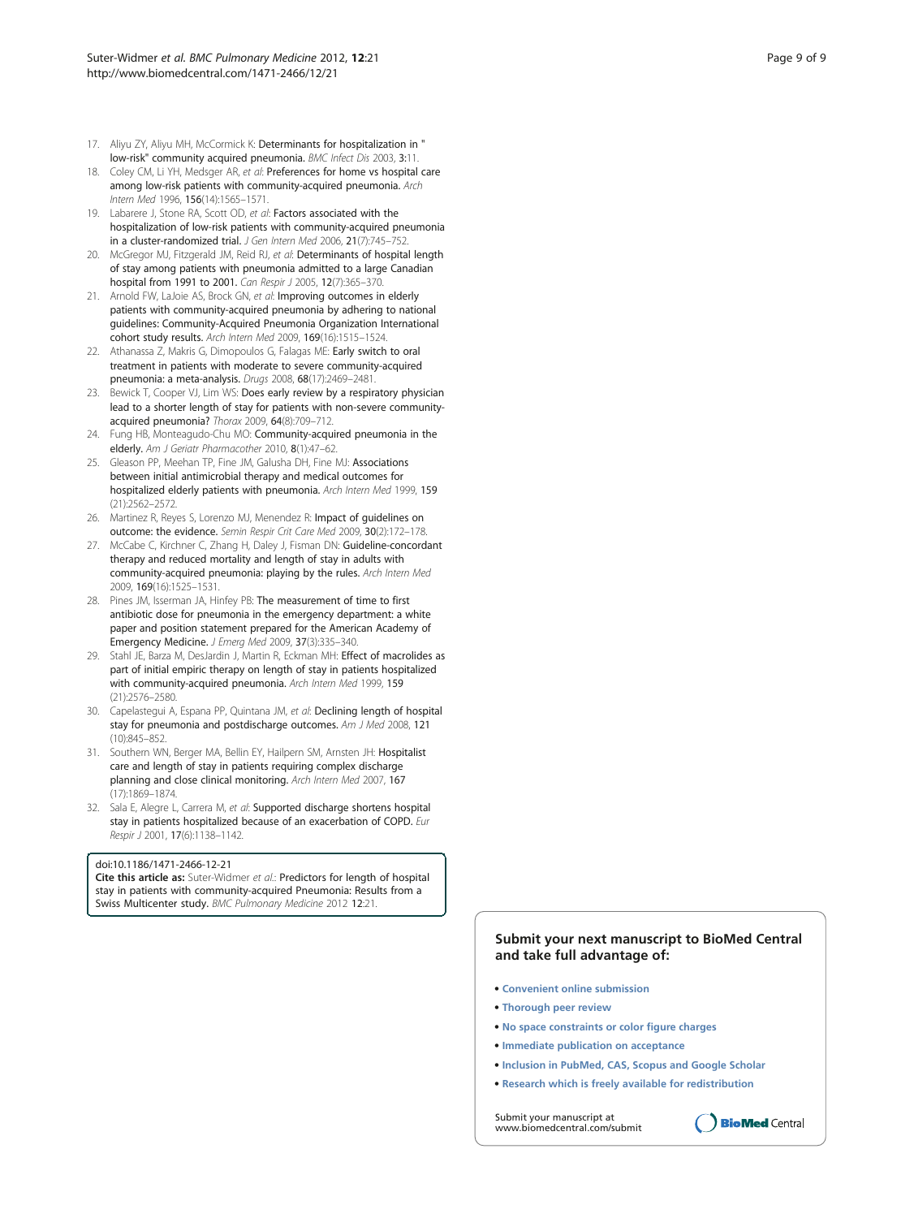17. Aliyu ZY, Aliyu MH, McCormick K: Determinants for hospitalization in " low-risk" community acquired pneumonia. *BMC Infect Dis* 2003, **3**:11.
18. Coley CM, Li YH, Medsger AR, *et al*: Preferences for home vs hospital care among low-risk patients with community-acquired pneumonia. *Arch Intern Med* 1996, **156**(14):1565–1571.
19. Labarere J, Stone RA, Scott OD, *et al*: Factors associated with the hospitalization of low-risk patients with community-acquired pneumonia in a cluster-randomized trial. *J Gen Intern Med* 2006, **21**(7):745–752.
20. McGregor MJ, Fitzgerald JM, Reid RJ, *et al*: Determinants of hospital length of stay among patients with pneumonia admitted to a large Canadian hospital from 1991 to 2001. *Can Respir J* 2005, **12**(7):365–370.
21. Arnold FW, LaJoie AS, Brock GN, *et al*: Improving outcomes in elderly patients with community-acquired pneumonia by adhering to national guidelines: Community-Acquired Pneumonia Organization International cohort study results. *Arch Intern Med* 2009, **169**(16):1515–1524.
22. Athanassa Z, Makris G, Dimopoulos G, Falagas ME: Early switch to oral treatment in patients with moderate to severe community-acquired pneumonia: a meta-analysis. *Drugs* 2008, **68**(17):2469–2481.
23. Bewick T, Cooper VJ, Lim WS: Does early review by a respiratory physician lead to a shorter length of stay for patients with non-severe community-acquired pneumonia? *Thorax* 2009, **64**(8):709–712.
24. Fung HB, Monteagudo-Chu MO: Community-acquired pneumonia in the elderly. *Am J Geriatr Pharmacother* 2010, **8**(1):47–62.
25. Gleason PP, Meehan TP, Fine JM, Galusha DH, Fine MJ: Associations between initial antimicrobial therapy and medical outcomes for hospitalized elderly patients with pneumonia. *Arch Intern Med* 1999, **159** (21):2562–2572.
26. Martinez R, Reyes S, Lorenzo MJ, Menendez R: Impact of guidelines on outcome: the evidence. *Semin Respir Crit Care Med* 2009, **30**(2):172–178.
27. McCabe C, Kirchner C, Zhang H, Daley J, Fisman DN: Guideline-concordant therapy and reduced mortality and length of stay in adults with community-acquired pneumonia: playing by the rules. *Arch Intern Med* 2009, **169**(16):1525–1531.
28. Pines JM, Isserman JA, Hinfey PB: The measurement of time to first antibiotic dose for pneumonia in the emergency department: a white paper and position statement prepared for the American Academy of Emergency Medicine. *J Emerg Med* 2009, **37**(3):335–340.
29. Stahl JE, Barza M, DesJardin J, Martin R, Eckman MH: Effect of macrolides as part of initial empiric therapy on length of stay in patients hospitalized with community-acquired pneumonia. *Arch Intern Med* 1999, **159** (21):2576–2580.
30. Capelastegui A, Espana PP, Quintana JM, *et al*: Declining length of hospital stay for pneumonia and postdischarge outcomes. *Am J Med* 2008, **121** (10):845–852.
31. Southern WN, Berger MA, Bellin EY, Hailpern SM, Arnsten JH: Hospitalist care and length of stay in patients requiring complex discharge planning and close clinical monitoring. *Arch Intern Med* 2007, **167** (17):1869–1874.
32. Sala E, Alegre L, Carrera M, *et al*: Supported discharge shortens hospital stay in patients hospitalized because of an exacerbation of COPD. *Eur Respir J* 2001, **17**(6):1138–1142.

doi:10.1186/1471-2466-12-21
**Cite this article as:** Suter-Widmer *et al.*: Predictors for length of hospital stay in patients with community-acquired Pneumonia: Results from a Swiss Multicenter study. *BMC Pulmonary Medicine* 2012 **12**:21.

**Submit your next manuscript to BioMed Central and take full advantage of:**

- **Convenient online submission**
- **Thorough peer review**
- **No space constraints or color figure charges**
- **Immediate publication on acceptance**
- **Inclusion in PubMed, CAS, Scopus and Google Scholar**
- **Research which is freely available for redistribution**

Submit your manuscript at
www.biomedcentral.com/submit

BioMed Central